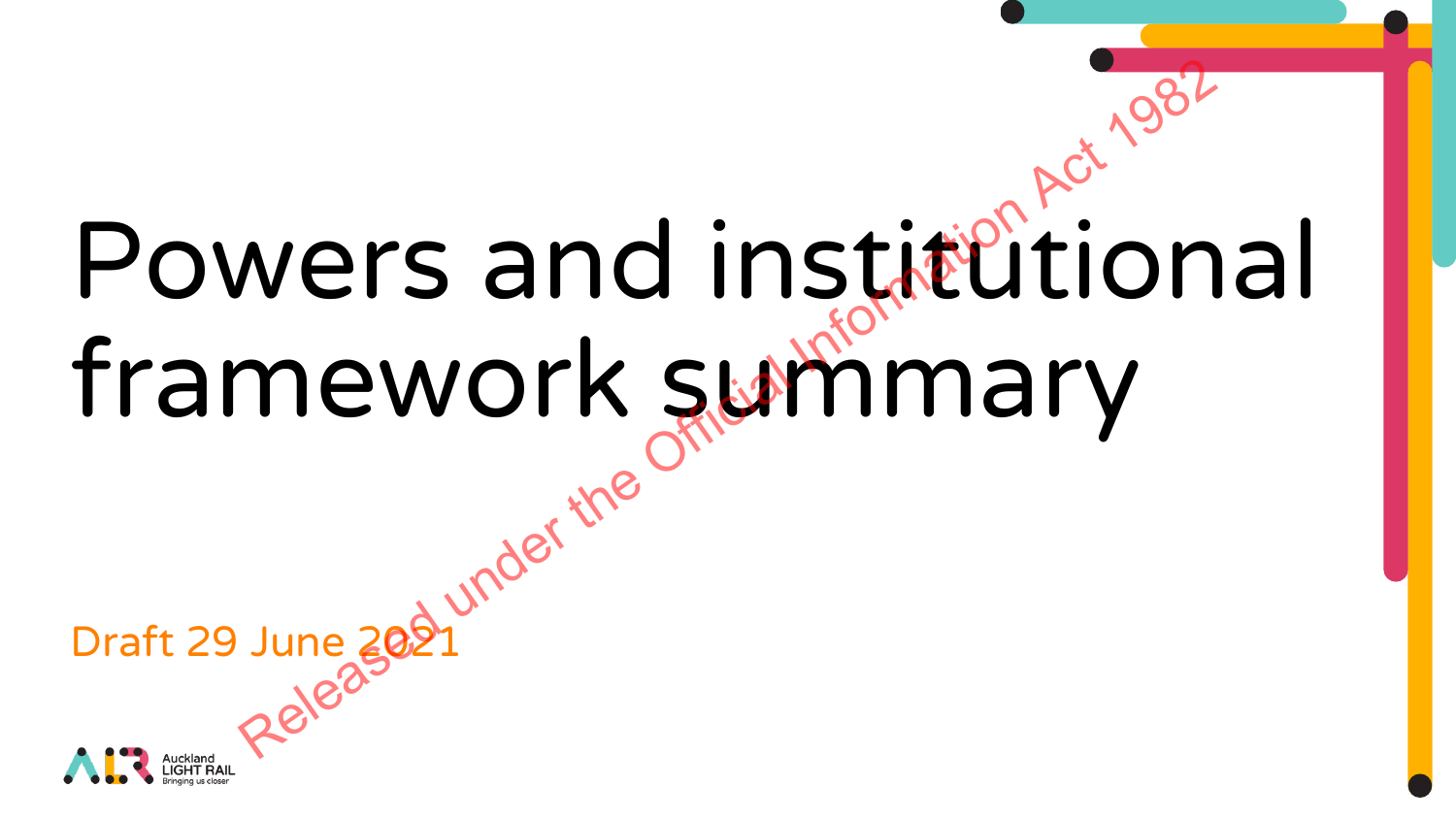# Powers and institutional framework summary

Draft 29 June 2021

Released under the Official Information Act 1982

Auckland LIGHT RAIL
Bringing us closer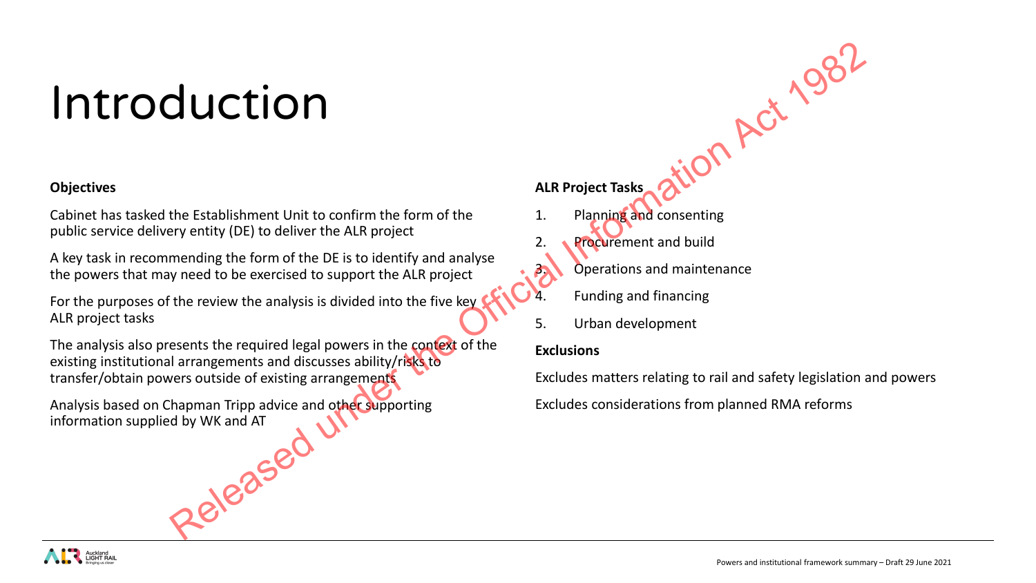# Introduction

**Objectives**

Cabinet has tasked the Establishment Unit to confirm the form of the public service delivery entity (DE) to deliver the ALR project

A key task in recommending the form of the DE is to identify and analyse the powers that may need to be exercised to support the ALR project

For the purposes of the review the analysis is divided into the five key ALR project tasks

The analysis also presents the required legal powers in the context of the existing institutional arrangements and discusses ability/risks to transfer/obtain powers outside of existing arrangements

Analysis based on Chapman Tripp advice and other supporting information supplied by WK and AT

**ALR Project Tasks**

1. Planning and consenting
2. Procurement and build
3. Operations and maintenance
4. Funding and financing
5. Urban development

**Exclusions**

Excludes matters relating to rail and safety legislation and powers

Excludes considerations from planned RMA reforms

Released under the Official Information Act 1982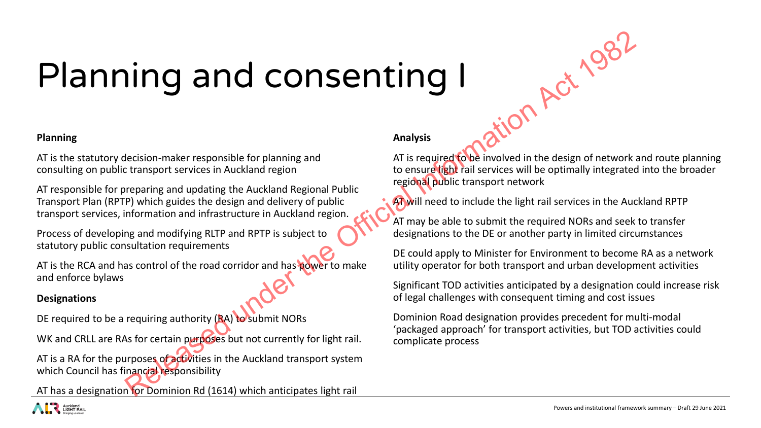# Planning and consenting I

**Planning**

AT is the statutory decision-maker responsible for planning and consulting on public transport services in Auckland region

AT responsible for preparing and updating the Auckland Regional Public Transport Plan (RPTP) which guides the design and delivery of public transport services, information and infrastructure in Auckland region.

Process of developing and modifying RLTP and RPTP is subject to statutory public consultation requirements

AT is the RCA and has control of the road corridor and has power to make and enforce bylaws

**Designations**

DE required to be a requiring authority (RA) to submit NORs

WK and CRLL are RAs for certain purposes but not currently for light rail.

AT is a RA for the purposes of activities in the Auckland transport system which Council has financial responsibility

AT has a designation for Dominion Rd (1614) which anticipates light rail

**Analysis**

AT is required to be involved in the design of network and route planning to ensure light rail services will be optimally integrated into the broader regional public transport network

AT will need to include the light rail services in the Auckland RPTP

AT may be able to submit the required NORs and seek to transfer designations to the DE or another party in limited circumstances

DE could apply to Minister for Environment to become RA as a network utility operator for both transport and urban development activities

Significant TOD activities anticipated by a designation could increase risk of legal challenges with consequent timing and cost issues

Dominion Road designation provides precedent for multi-modal 'packaged approach' for transport activities, but TOD activities could complicate process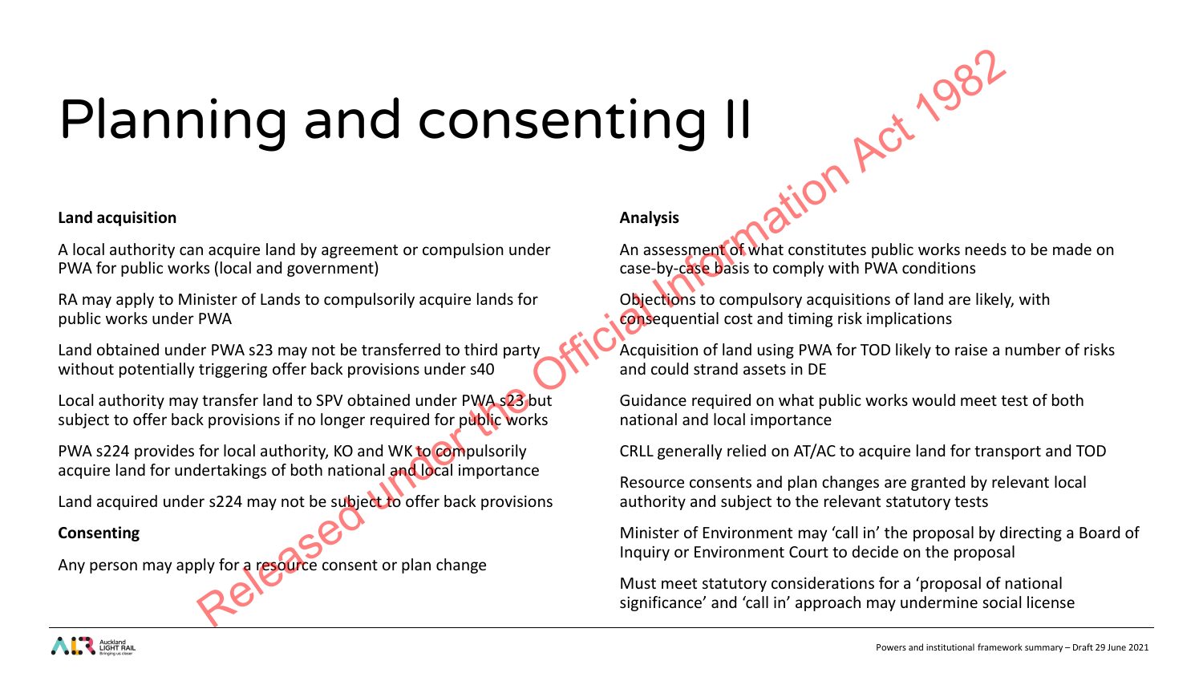# Planning and consenting II

**Land acquisition**

A local authority can acquire land by agreement or compulsion under PWA for public works (local and government)

RA may apply to Minister of Lands to compulsorily acquire lands for public works under PWA

Land obtained under PWA s23 may not be transferred to third party without potentially triggering offer back provisions under s40

Local authority may transfer land to SPV obtained under PWA s23 but subject to offer back provisions if no longer required for public works

PWA s224 provides for local authority, KO and WK to compulsorily acquire land for undertakings of both national and local importance

Land acquired under s224 may not be subject to offer back provisions

**Consenting**

Any person may apply for a resource consent or plan change

**Analysis**

An assessment of what constitutes public works needs to be made on case-by-case basis to comply with PWA conditions

Objections to compulsory acquisitions of land are likely, with consequential cost and timing risk implications

Acquisition of land using PWA for TOD likely to raise a number of risks and could strand assets in DE

Guidance required on what public works would meet test of both national and local importance

CRLL generally relied on AT/AC to acquire land for transport and TOD

Resource consents and plan changes are granted by relevant local authority and subject to the relevant statutory tests

Minister of Environment may 'call in' the proposal by directing a Board of Inquiry or Environment Court to decide on the proposal

Must meet statutory considerations for a 'proposal of national significance' and 'call in' approach may undermine social license

Released under the Official Information Act 1982

Powers and institutional framework summary – Draft 29 June 2021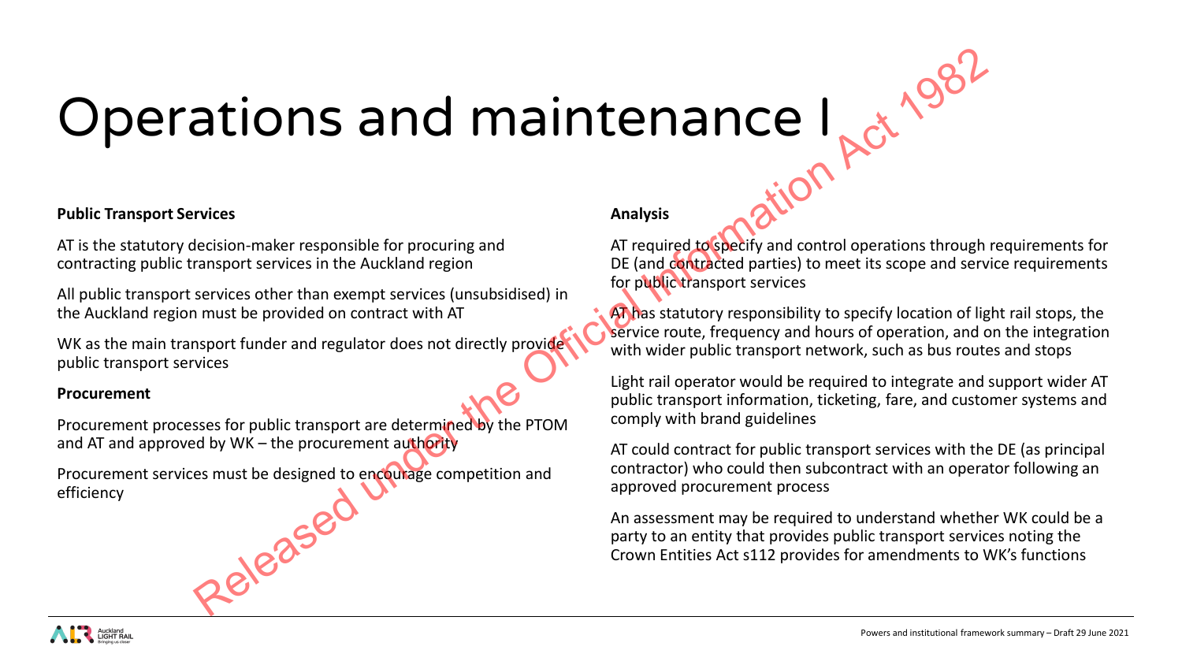# Operations and maintenance I

**Public Transport Services**

AT is the statutory decision-maker responsible for procuring and contracting public transport services in the Auckland region

All public transport services other than exempt services (unsubsidised) in the Auckland region must be provided on contract with AT

WK as the main transport funder and regulator does not directly provide public transport services

**Procurement**

Procurement processes for public transport are determined by the PTOM and AT and approved by WK – the procurement authority

Procurement services must be designed to encourage competition and efficiency

**Analysis**

AT required to specify and control operations through requirements for DE (and contracted parties) to meet its scope and service requirements for public transport services

AT has statutory responsibility to specify location of light rail stops, the service route, frequency and hours of operation, and on the integration with wider public transport network, such as bus routes and stops

Light rail operator would be required to integrate and support wider AT public transport information, ticketing, fare, and customer systems and comply with brand guidelines

AT could contract for public transport services with the DE (as principal contractor) who could then subcontract with an operator following an approved procurement process

An assessment may be required to understand whether WK could be a party to an entity that provides public transport services noting the Crown Entities Act s112 provides for amendments to WK's functions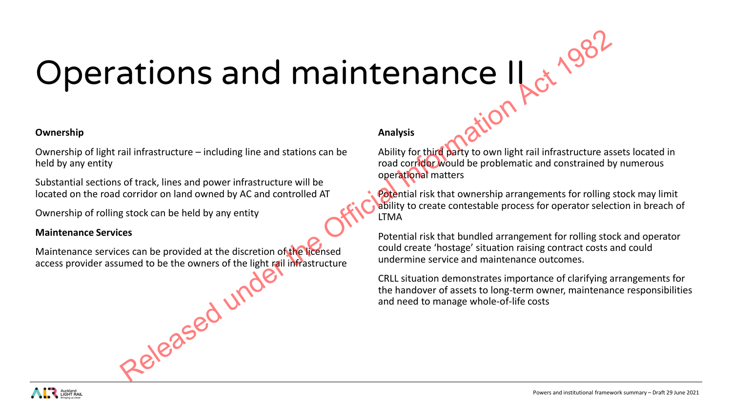# Operations and maintenance II

**Ownership**

Ownership of light rail infrastructure – including line and stations can be held by any entity

Substantial sections of track, lines and power infrastructure will be located on the road corridor on land owned by AC and controlled AT

Ownership of rolling stock can be held by any entity

**Maintenance Services**

Maintenance services can be provided at the discretion of the licensed access provider assumed to be the owners of the light rail infrastructure

**Analysis**

Ability for third party to own light rail infrastructure assets located in road corridor would be problematic and constrained by numerous operational matters

Potential risk that ownership arrangements for rolling stock may limit ability to create contestable process for operator selection in breach of LTMA

Potential risk that bundled arrangement for rolling stock and operator could create 'hostage' situation raising contract costs and could undermine service and maintenance outcomes.

CRLL situation demonstrates importance of clarifying arrangements for the handover of assets to long-term owner, maintenance responsibilities and need to manage whole-of-life costs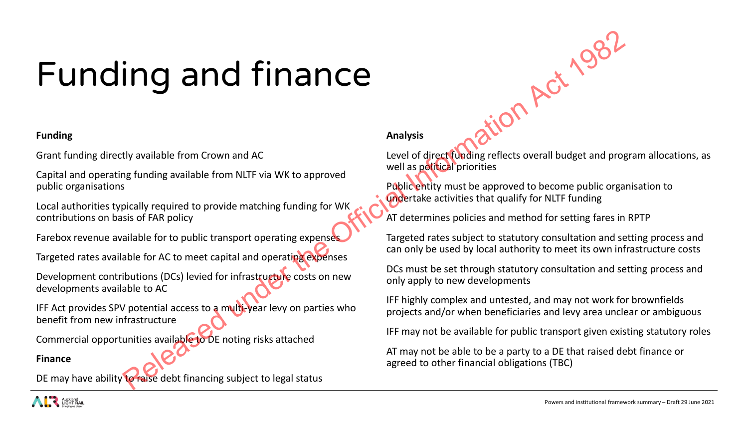# Funding and finance

**Funding**

Grant funding directly available from Crown and AC

Capital and operating funding available from NLTF via WK to approved public organisations

Local authorities typically required to provide matching funding for WK contributions on basis of FAR policy

Farebox revenue available for to public transport operating expenses

Targeted rates available for AC to meet capital and operating expenses

Development contributions (DCs) levied for infrastructure costs on new developments available to AC

IFF Act provides SPV potential access to a multi-year levy on parties who benefit from new infrastructure

Commercial opportunities available to DE noting risks attached

**Finance**

DE may have ability to raise debt financing subject to legal status

**Analysis**

Level of direct funding reflects overall budget and program allocations, as well as political priorities

Public entity must be approved to become public organisation to undertake activities that qualify for NLTF funding

AT determines policies and method for setting fares in RPTP

Targeted rates subject to statutory consultation and setting process and can only be used by local authority to meet its own infrastructure costs

DCs must be set through statutory consultation and setting process and only apply to new developments

IFF highly complex and untested, and may not work for brownfields projects and/or when beneficiaries and levy area unclear or ambiguous

IFF may not be available for public transport given existing statutory roles

AT may not be able to be a party to a DE that raised debt finance or agreed to other financial obligations (TBC)

Released under the Official Information Act 1982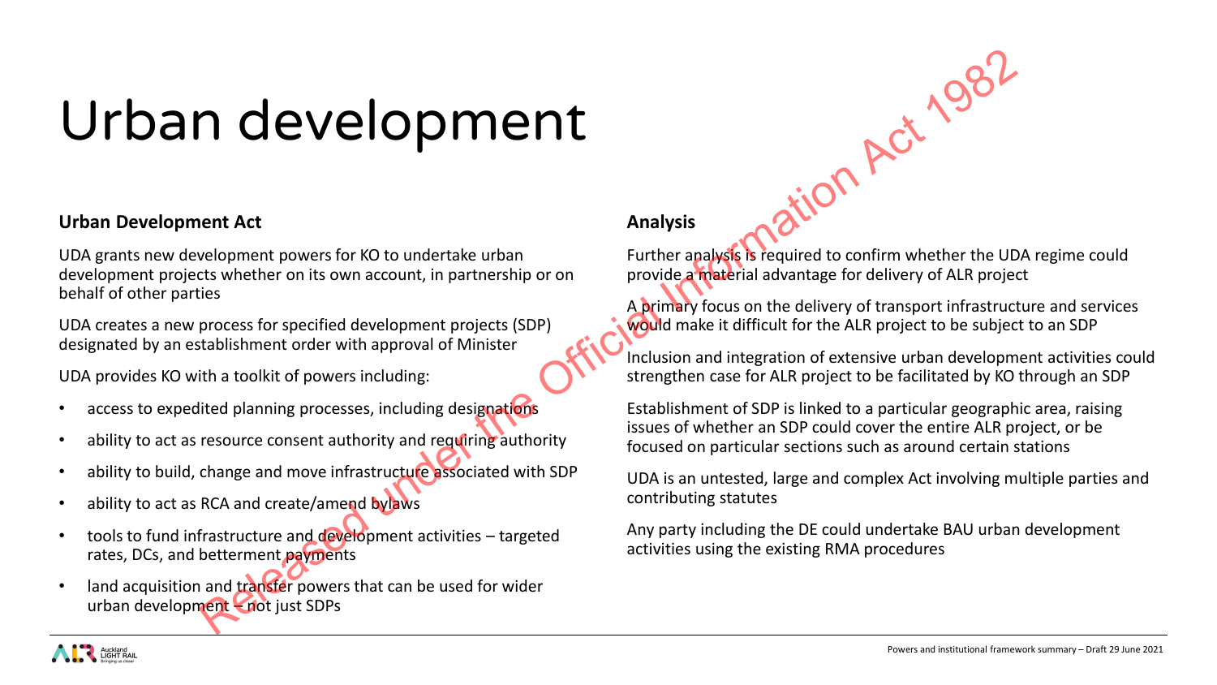# Urban development

## Urban Development Act

UDA grants new development powers for KO to undertake urban development projects whether on its own account, in partnership or on behalf of other parties

UDA creates a new process for specified development projects (SDP) designated by an establishment order with approval of Minister

UDA provides KO with a toolkit of powers including:

- access to expedited planning processes, including designations
- ability to act as resource consent authority and requiring authority
- ability to build, change and move infrastructure associated with SDP
- ability to act as RCA and create/amend bylaws
- tools to fund infrastructure and development activities – targeted rates, DCs, and betterment payments
- land acquisition and transfer powers that can be used for wider urban development – not just SDPs

## Analysis

Further analysis is required to confirm whether the UDA regime could provide a material advantage for delivery of ALR project

A primary focus on the delivery of transport infrastructure and services would make it difficult for the ALR project to be subject to an SDP

Inclusion and integration of extensive urban development activities could strengthen case for ALR project to be facilitated by KO through an SDP

Establishment of SDP is linked to a particular geographic area, raising issues of whether an SDP could cover the entire ALR project, or be focused on particular sections such as around certain stations

UDA is an untested, large and complex Act involving multiple parties and contributing statutes

Any party including the DE could undertake BAU urban development activities using the existing RMA procedures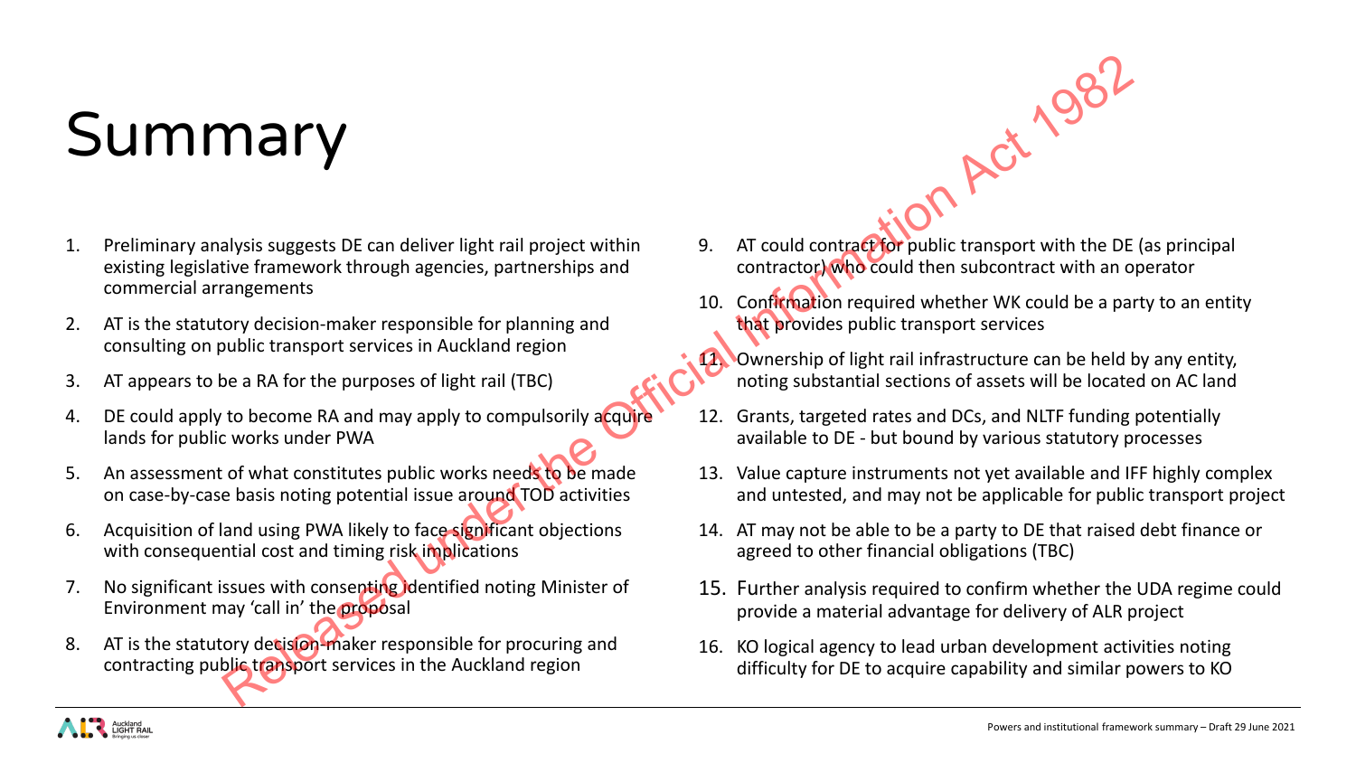# Summary

1. Preliminary analysis suggests DE can deliver light rail project within existing legislative framework through agencies, partnerships and commercial arrangements
2. AT is the statutory decision-maker responsible for planning and consulting on public transport services in Auckland region
3. AT appears to be a RA for the purposes of light rail (TBC)
4. DE could apply to become RA and may apply to compulsorily acquire lands for public works under PWA
5. An assessment of what constitutes public works needs to be made on case-by-case basis noting potential issue around TOD activities
6. Acquisition of land using PWA likely to face significant objections with consequential cost and timing risk implications
7. No significant issues with consenting identified noting Minister of Environment may 'call in' the proposal
8. AT is the statutory decision-maker responsible for procuring and contracting public transport services in the Auckland region
9. AT could contract for public transport with the DE (as principal contractor) who could then subcontract with an operator
10. Confirmation required whether WK could be a party to an entity that provides public transport services
11. Ownership of light rail infrastructure can be held by any entity, noting substantial sections of assets will be located on AC land
12. Grants, targeted rates and DCs, and NLTF funding potentially available to DE - but bound by various statutory processes
13. Value capture instruments not yet available and IFF highly complex and untested, and may not be applicable for public transport project
14. AT may not be able to be a party to DE that raised debt finance or agreed to other financial obligations (TBC)
15. Further analysis required to confirm whether the UDA regime could provide a material advantage for delivery of ALR project
16. KO logical agency to lead urban development activities noting difficulty for DE to acquire capability and similar powers to KO

Released under the Official Information Act 1982

Powers and institutional framework summary – Draft 29 June 2021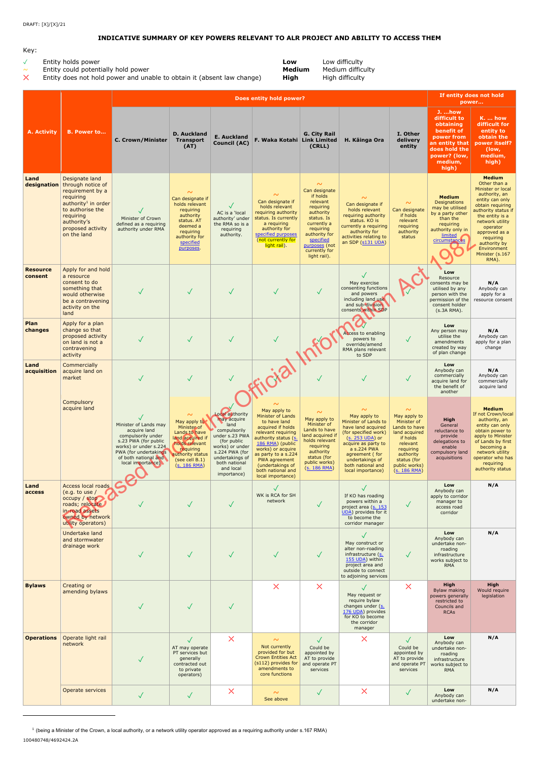DRAFT: [X]/[X]/21

**INDICATIVE SUMMARY OF KEY POWERS RELEVANT TO ALR PROJECT AND ABILITY TO ACCESS THEM**

Key:

| | | | |
|---|---|---|---|
| ✓ | Entity holds power | **Low** | Low difficulty |
| ~ | Entity could potentially hold power | **Medium** | Medium difficulty |
| ✗ | Entity does not hold power and unable to obtain it (absent law change) | **High** | High difficulty |

| A. Activity | B. Power to... | Does entity hold power? | | | | | | | If entity does not hold power... | |
|---|---|---|---|---|---|---|---|---|---|---|
| | | C. Crown/Minister | D. Auckland Transport (AT) | E. Auckland Council (AC) | F. Waka Kotahi | G. City Rail Link Limited (CRLL) | H. Kāinga Ora | I. Other delivery entity | J. ...how difficult to obtaining benefit of power from an entity that does hold the power? (low, medium, high) | K. ... how difficult for entity to obtain the power itself? (low, medium, high) |
| **Land designation** | Designate land through notice of requirement by a requiring authority[1] in order to authorise the requiring authority's proposed activity on the land | ✓ Minister of Crown defined as a requiring authority under RMA | ~ Can designate if holds relevant requiring authority status. AT deemed a requiring authority for specified purposes. | ✓ AC is a 'local authority' under the RMA so is a requiring authority. | ~ Can designate if holds relevant requiring authority status. Is currently a requiring authority for specified purposes (not currently for light rail). | ~ Can designate if holds relevant requiring authority status. Is currently a requiring authority for specified purposes (not currently for light rail). | ~ Can designate if holds relevant requiring authority status. KO is currently a requiring authority for activities relating to an SDP (s131 UDA) | ~ Can designate if holds relevant requiring authority status | **Medium** Designations may be utilised by a party other than the requiring authority only in limited circumstances | **Medium** Other than a Minister or local authority, an entity can only obtain requiring authority status if the entity is a network utility operator approved as a requiring authority by Environment Minister (s.167 RMA). |
| **Resource consent** | Apply for and hold a resource consent to do something that would otherwise be a contravening activity on the land | ✓ | ✓ | ✓ | ✓ | ✓ | ✓ May exercise consenting functions and powers including land use and sub-division consents within SDP | ✓ | **Low** Resource consents may be utilised by any person with the permission of the consent holder (s.3A RMA). | **N/A** Anybody can apply for a resource consent |
| **Plan changes** | Apply for a plan change so that proposed activity on land is not a contravening activity | ✓ | ✓ | ✓ | ✓ | ✓ | ✓ Access to enabling powers to override/amend RMA plans relevant to SDP | ✓ | **Low** Any person may utilise the amendments created by way of plan change | **N/A** Anybody can apply for a plan change |
| **Land acquisition** | Commercially acquire land on market | ✓ | ✓ | ✓ | ✓ | ✓ | ✓ | ✓ | **Low** Anybody can commercially acquire land for the benefit of another | **N/A** Anybody can commercially acquire land |
| | Compulsory acquire land | ✓ Minister of Lands may acquire land compulsorily under s.23 PWA (for public works) or under s.224 PWA (for undertakings of both national and local importance) | ~ May apply to Minister of Lands to have land acquired if holds relevant requiring authority status (see cell B.1) (s. 186 RMA) | ✓ Local authority may acquire land compulsorily under s.23 PWA (for public works) or under s.224 PWA (for undertakings of both national and local importance) | ~ May apply to Minister of Lands to have land acquired if holds relevant requiring authority status (s. 186 RMA) (public works) or acquire as party to a s.224 PWA agreement (undertakings of both national and local importance) | ~ May apply to Minister of Lands to have land acquired if holds relevant requiring authority status (for public works) (s. 186 RMA) | ~ May apply to Minister of Lands to have land acquired (for specified work) (s. 253 UDA) or acquire as party to a s.224 PWA agreement ( for undertakings of both national and local importance) | ~ May apply to Minister of Lands to have land acquired if holds relevant requiring authority status (for public works) (s. 186 RMA) | **High** General reluctance to provide delegations to enable compulsory land acquisitions | **Medium** If not Crown/local authority, an entity can only obtain power to apply to Minister of Lands by first becoming a network utility operator who has requiring authority status |
| **Land access** | Access local roads (e.g. to use / occupy / stop roads; relocate in-road assets owned by network utility operators) | ✓ | ✓ | ✓ | ✓ WK is RCA for SH network | ✓ | ✓ If KO has roading powers within a project area (s. 153 UDA) provides for it to become the corridor manager | ✓ | **Low** Anybody can apply to corridor manager to access road corridor | N/A |
| | Undertake land and stormwater drainage work | ✓ | ✓ | ✓ | ✓ | ✓ | ✓ May construct or alter non-roading infrastructure (s. 155 UDA) within project area and outside to connect to adjoining services | ✓ | **Low** Anybody can undertake non-roading infrastructure works subject to RMA | N/A |
| **Bylaws** | Creating or amending bylaws | ✓ | ✓ | ✓ | ✗ | ✗ | ✓ May request or require bylaw changes under (s. 176 UDA) provides for KO to become the corridor manager | ✗ | **High** Bylaw making powers generally restricted to Councils and RCAs | **High** Would require legislation |
| **Operations** | Operate light rail network | ✓ | ✓ AT may operate PT services but generally contracted out to private operators) | ✗ | ~ Not currently provided for but Crown Entities Act (s112) provides for amendments to core functions | ✓ Could be appointed by AT to provide and operate PT services | ✗ | ✓ Could be appointed by AT to provide and operate PT services | **Low** Anybody can undertake non-roading infrastructure works subject to RMA | N/A |
| | Operate services | ✓ | ✓ | ✗ | ~ See above | ✓ | ✗ | ✓ | **Low** Anybody can undertake non- | N/A |

[1] (being a Minister of the Crown, a local authority, or a network utility operator approved as a requiring authority under s.167 RMA)

100480748/4692424.2A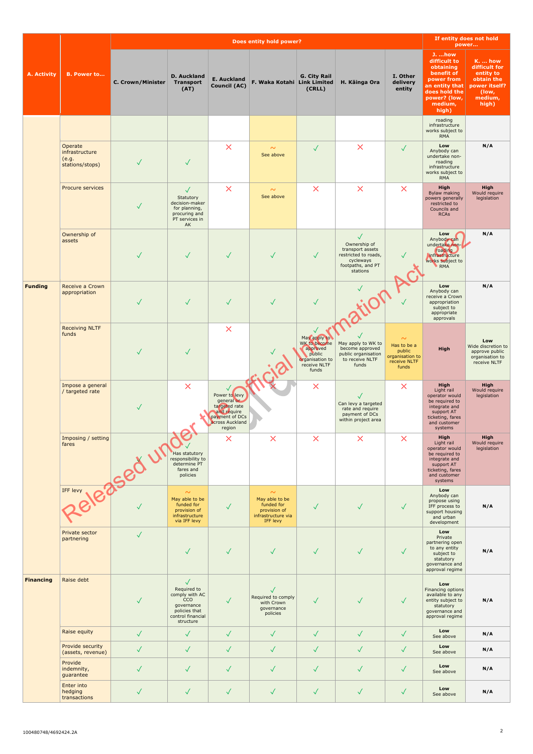| A. Activity | B. Power to… | Does entity hold power? | | | | | | | If entity does not hold power… | |
|---|---|---|---|---|---|---|---|---|---|---|
| | | C. Crown/Minister | D. Auckland Transport (AT) | E. Auckland Council (AC) | F. Waka Kotahi | G. City Rail Link Limited (CRLL) | H. Kāinga Ora | I. Other delivery entity | J. …how difficult to obtaining benefit of power from an entity that does hold the power? (low, medium, high) | K. … how difficult for entity to obtain the power itself? (low, medium, high) |
| | | | | | | | | | roading infrastructure works subject to RMA | |
| | Operate infrastructure (e.g. stations/stops) | ✓ | ✓ | ✗ | ~ See above | ✓ | ✗ | ✓ | **Low** Anybody can undertake non-roading infrastructure works subject to RMA | **N/A** |
| | Procure services | ✓ | ✓ Statutory decision-maker for planning, procuring and PT services in AK | ✗ | ~ See above | ✗ | ✗ | ✗ | **High** Bylaw making powers generally restricted to Councils and RCAs | **High** Would require legislation |
| | Ownership of assets | ✓ | ✓ | ✓ | ✓ | ✓ | ✓ Ownership of transport assets restricted to roads, cycleways footpaths, and PT stations | ✓ | **Low** Anybody can undertake non-roading infrastructure works subject to RMA | **N/A** |
| **Funding** | Receive a Crown appropriation | ✓ | ✓ | ✓ | ✓ | ✓ | ✓ | ✓ | **Low** Anybody can receive a Crown appropriation subject to appropriate approvals | **N/A** |
| | Receiving NLTF funds | ✓ | ✓ | ✗ | ✓ | ✓ May apply to WK to become approved public organisation to receive NLTF funds | ✓ May apply to WK to become approved public organisation to receive NLTF funds | ~ Has to be a public organisation to receive NLTF funds | **High** | **Low** Wide discretion to approve public organisation to receive NLTF |
| | Impose a general / targeted rate | ✓ | ✗ | ✓ Power to levy general or targeted rate and require payment of DCs across Auckland region | ✗ | ✗ | ✓ Can levy a targeted rate and require payment of DCs within project area | ✗ | **High** Light rail operator would be required to integrate and support AT ticketing, fares and customer systems | **High** Would require legislation |
| | Imposing / setting fares | ✓ | ✓ Has statutory responsibility to determine PT fares and policies | ✗ | ✗ | ✗ | ✗ | ✗ | **High** Light rail operator would be required to integrate and support AT ticketing, fares and customer systems | **High** Would require legislation |
| | IFF levy | ✓ | ~ May able to be funded for provision of infrastructure via IFF levy | ✓ | ~ May able to be funded for provision of infrastructure via IFF levy | ✓ | ✓ | ✓ | **Low** Anybody can propose using IFF process to support housing and urban development | **N/A** |
| | Private sector partnering | ✓ | ✓ | ✓ | ✓ | ✓ | ✓ | ✓ | **Low** Private partnering open to any entity subject to statutory governance and approval regime | **N/A** |
| **Financing** | Raise debt | ✓ | ✓ Required to comply with AC CCO governance policies that control financial structure | ✓ | ✓ Required to comply with Crown governance policies | ✓ | ✓ | ✓ | **Low** Financing options available to any entity subject to statutory governance and approval regime | **N/A** |
| | Raise equity | ✓ | ✓ | ✓ | ✓ | ✓ | ✓ | ✓ | **Low** See above | **N/A** |
| | Provide security (assets, revenue) | ✓ | ✓ | ✓ | ✓ | ✓ | ✓ | ✓ | **Low** See above | **N/A** |
| | Provide indemnity, guarantee | ✓ | ✓ | ✓ | ✓ | ✓ | ✓ | ✓ | **Low** See above | **N/A** |
| | Enter into hedging transactions | ✓ | ✓ | ✓ | ✓ | ✓ | ✓ | ✓ | **Low** See above | **N/A** |

100480748/4692424.2A